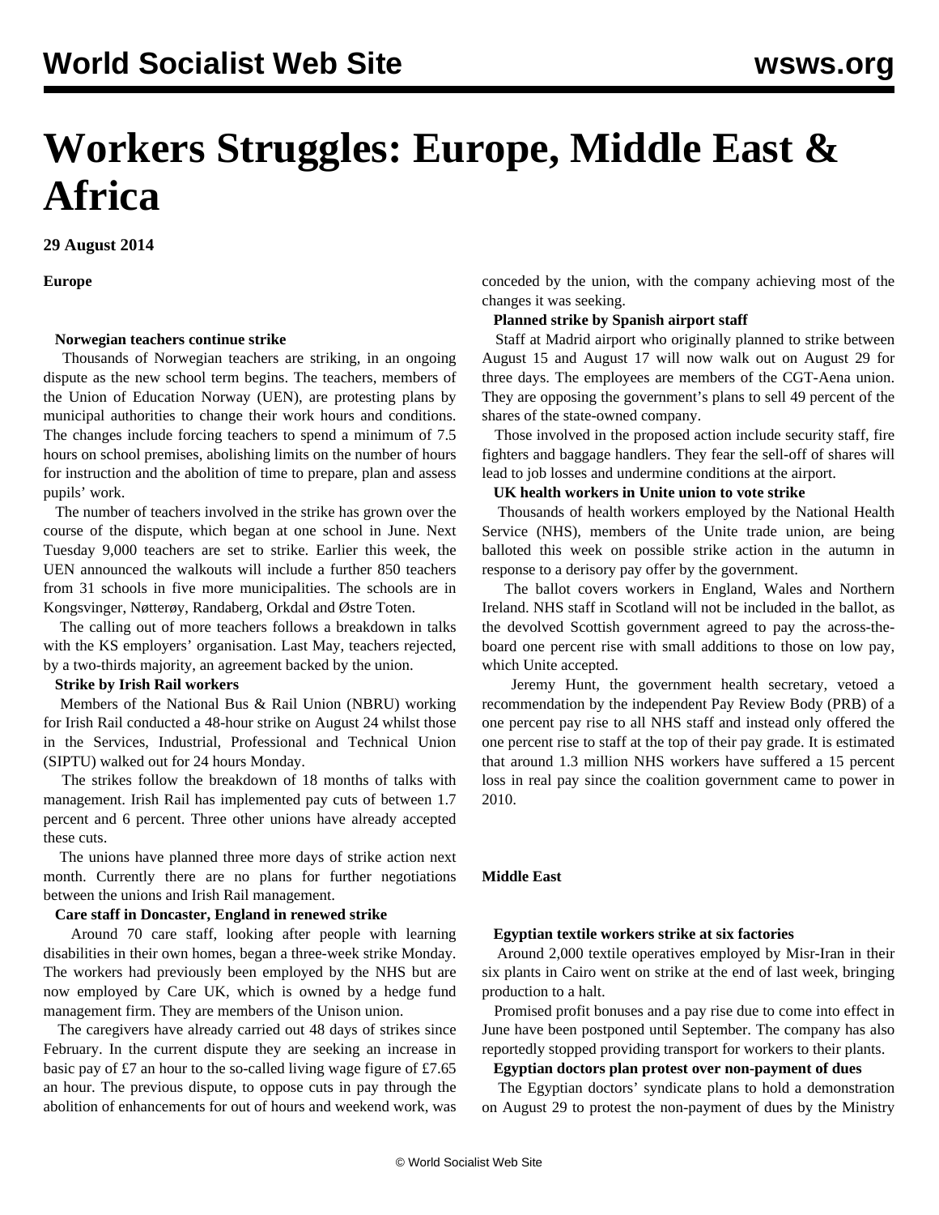# Workers Struggles: Europe, Middle East & Africa

**29 August 2014**

## Europe

### Norwegian teachers continue strike

Thousands of Norwegian teachers are striking, in an ongoing dispute as the new school term begins. The teachers, members of the Union of Education Norway (UEN), are protesting plans by municipal authorities to change their work hours and conditions. The changes include forcing teachers to spend a minimum of 7.5 hours on school premises, abolishing limits on the number of hours for instruction and the abolition of time to prepare, plan and assess pupils' work.

The number of teachers involved in the strike has grown over the course of the dispute, which began at one school in June. Next Tuesday 9,000 teachers are set to strike. Earlier this week, the UEN announced the walkouts will include a further 850 teachers from 31 schools in five more municipalities. The schools are in Kongsvinger, Nøtterøy, Randaberg, Orkdal and Østre Toten.

The calling out of more teachers follows a breakdown in talks with the KS employers' organisation. Last May, teachers rejected, by a two-thirds majority, an agreement backed by the union.

### Strike by Irish Rail workers

Members of the National Bus & Rail Union (NBRU) working for Irish Rail conducted a 48-hour strike on August 24 whilst those in the Services, Industrial, Professional and Technical Union (SIPTU) walked out for 24 hours Monday.

The strikes follow the breakdown of 18 months of talks with management. Irish Rail has implemented pay cuts of between 1.7 percent and 6 percent. Three other unions have already accepted these cuts.

The unions have planned three more days of strike action next month. Currently there are no plans for further negotiations between the unions and Irish Rail management.

### Care staff in Doncaster, England in renewed strike

Around 70 care staff, looking after people with learning disabilities in their own homes, began a three-week strike Monday. The workers had previously been employed by the NHS but are now employed by Care UK, which is owned by a hedge fund management firm. They are members of the Unison union.

The caregivers have already carried out 48 days of strikes since February. In the current dispute they are seeking an increase in basic pay of £7 an hour to the so-called living wage figure of £7.65 an hour. The previous dispute, to oppose cuts in pay through the abolition of enhancements for out of hours and weekend work, was conceded by the union, with the company achieving most of the changes it was seeking.

### Planned strike by Spanish airport staff

Staff at Madrid airport who originally planned to strike between August 15 and August 17 will now walk out on August 29 for three days. The employees are members of the CGT-Aena union. They are opposing the government's plans to sell 49 percent of the shares of the state-owned company.

Those involved in the proposed action include security staff, fire fighters and baggage handlers. They fear the sell-off of shares will lead to job losses and undermine conditions at the airport.

### UK health workers in Unite union to vote strike

Thousands of health workers employed by the National Health Service (NHS), members of the Unite trade union, are being balloted this week on possible strike action in the autumn in response to a derisory pay offer by the government.

The ballot covers workers in England, Wales and Northern Ireland. NHS staff in Scotland will not be included in the ballot, as the devolved Scottish government agreed to pay the across-the-board one percent rise with small additions to those on low pay, which Unite accepted.

Jeremy Hunt, the government health secretary, vetoed a recommendation by the independent Pay Review Body (PRB) of a one percent pay rise to all NHS staff and instead only offered the one percent rise to staff at the top of their pay grade. It is estimated that around 1.3 million NHS workers have suffered a 15 percent loss in real pay since the coalition government came to power in 2010.

## Middle East

### Egyptian textile workers strike at six factories

Around 2,000 textile operatives employed by Misr-Iran in their six plants in Cairo went on strike at the end of last week, bringing production to a halt.

Promised profit bonuses and a pay rise due to come into effect in June have been postponed until September. The company has also reportedly stopped providing transport for workers to their plants.

### Egyptian doctors plan protest over non-payment of dues

The Egyptian doctors' syndicate plans to hold a demonstration on August 29 to protest the non-payment of dues by the Ministry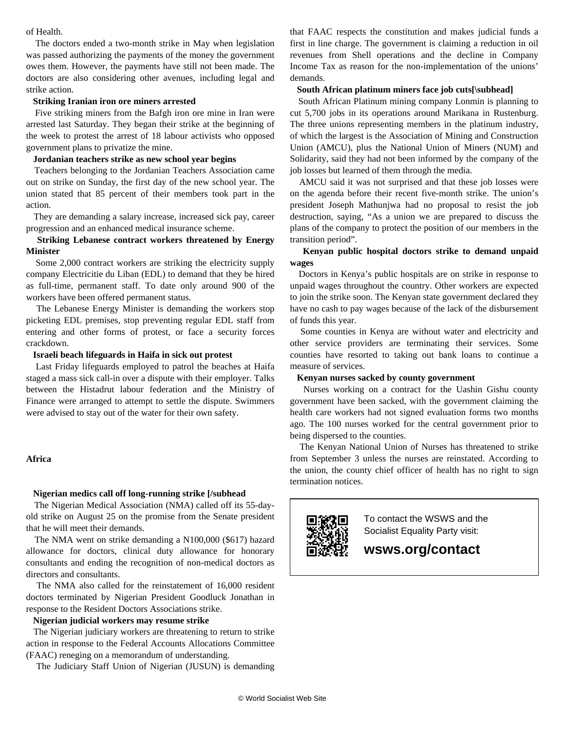of Health.

The doctors ended a two-month strike in May when legislation was passed authorizing the payments of the money the government owes them. However, the payments have still not been made. The doctors are also considering other avenues, including legal and strike action.

**Striking Iranian iron ore miners arrested**

Five striking miners from the Bafgh iron ore mine in Iran were arrested last Saturday. They began their strike at the beginning of the week to protest the arrest of 18 labour activists who opposed government plans to privatize the mine.

**Jordanian teachers strike as new school year begins**

Teachers belonging to the Jordanian Teachers Association came out on strike on Sunday, the first day of the new school year. The union stated that 85 percent of their members took part in the action.

They are demanding a salary increase, increased sick pay, career progression and an enhanced medical insurance scheme.

**Striking Lebanese contract workers threatened by Energy Minister**

Some 2,000 contract workers are striking the electricity supply company Electricitie du Liban (EDL) to demand that they be hired as full-time, permanent staff. To date only around 900 of the workers have been offered permanent status.

The Lebanese Energy Minister is demanding the workers stop picketing EDL premises, stop preventing regular EDL staff from entering and other forms of protest, or face a security forces crackdown.

**Israeli beach lifeguards in Haifa in sick out protest**

Last Friday lifeguards employed to patrol the beaches at Haifa staged a mass sick call-in over a dispute with their employer. Talks between the Histadrut labour federation and the Ministry of Finance were arranged to attempt to settle the dispute. Swimmers were advised to stay out of the water for their own safety.

## Africa

**Nigerian medics call off long-running strike [/subhead**

The Nigerian Medical Association (NMA) called off its 55-day-old strike on August 25 on the promise from the Senate president that he will meet their demands.

The NMA went on strike demanding a N100,000 ($617) hazard allowance for doctors, clinical duty allowance for honorary consultants and ending the recognition of non-medical doctors as directors and consultants.

The NMA also called for the reinstatement of 16,000 resident doctors terminated by Nigerian President Goodluck Jonathan in response to the Resident Doctors Associations strike.

**Nigerian judicial workers may resume strike**

The Nigerian judiciary workers are threatening to return to strike action in response to the Federal Accounts Allocations Committee (FAAC) reneging on a memorandum of understanding.

The Judiciary Staff Union of Nigerian (JUSUN) is demanding that FAAC respects the constitution and makes judicial funds a first in line charge. The government is claiming a reduction in oil revenues from Shell operations and the decline in Company Income Tax as reason for the non-implementation of the unions' demands.

**South African platinum miners face job cuts[\subhead]**

South African Platinum mining company Lonmin is planning to cut 5,700 jobs in its operations around Marikana in Rustenburg. The three unions representing members in the platinum industry, of which the largest is the Association of Mining and Construction Union (AMCU), plus the National Union of Miners (NUM) and Solidarity, said they had not been informed by the company of the job losses but learned of them through the media.

AMCU said it was not surprised and that these job losses were on the agenda before their recent five-month strike. The union's president Joseph Mathunjwa had no proposal to resist the job destruction, saying, "As a union we are prepared to discuss the plans of the company to protect the position of our members in the transition period".

**Kenyan public hospital doctors strike to demand unpaid wages**

Doctors in Kenya's public hospitals are on strike in response to unpaid wages throughout the country. Other workers are expected to join the strike soon. The Kenyan state government declared they have no cash to pay wages because of the lack of the disbursement of funds this year.

Some counties in Kenya are without water and electricity and other service providers are terminating their services. Some counties have resorted to taking out bank loans to continue a measure of services.

**Kenyan nurses sacked by county government**

Nurses working on a contract for the Uashin Gishu county government have been sacked, with the government claiming the health care workers had not signed evaluation forms two months ago. The 100 nurses worked for the central government prior to being dispersed to the counties.

The Kenyan National Union of Nurses has threatened to strike from September 3 unless the nurses are reinstated. According to the union, the county chief officer of health has no right to sign termination notices.

To contact the WSWS and the Socialist Equality Party visit:

**wsws.org/contact**